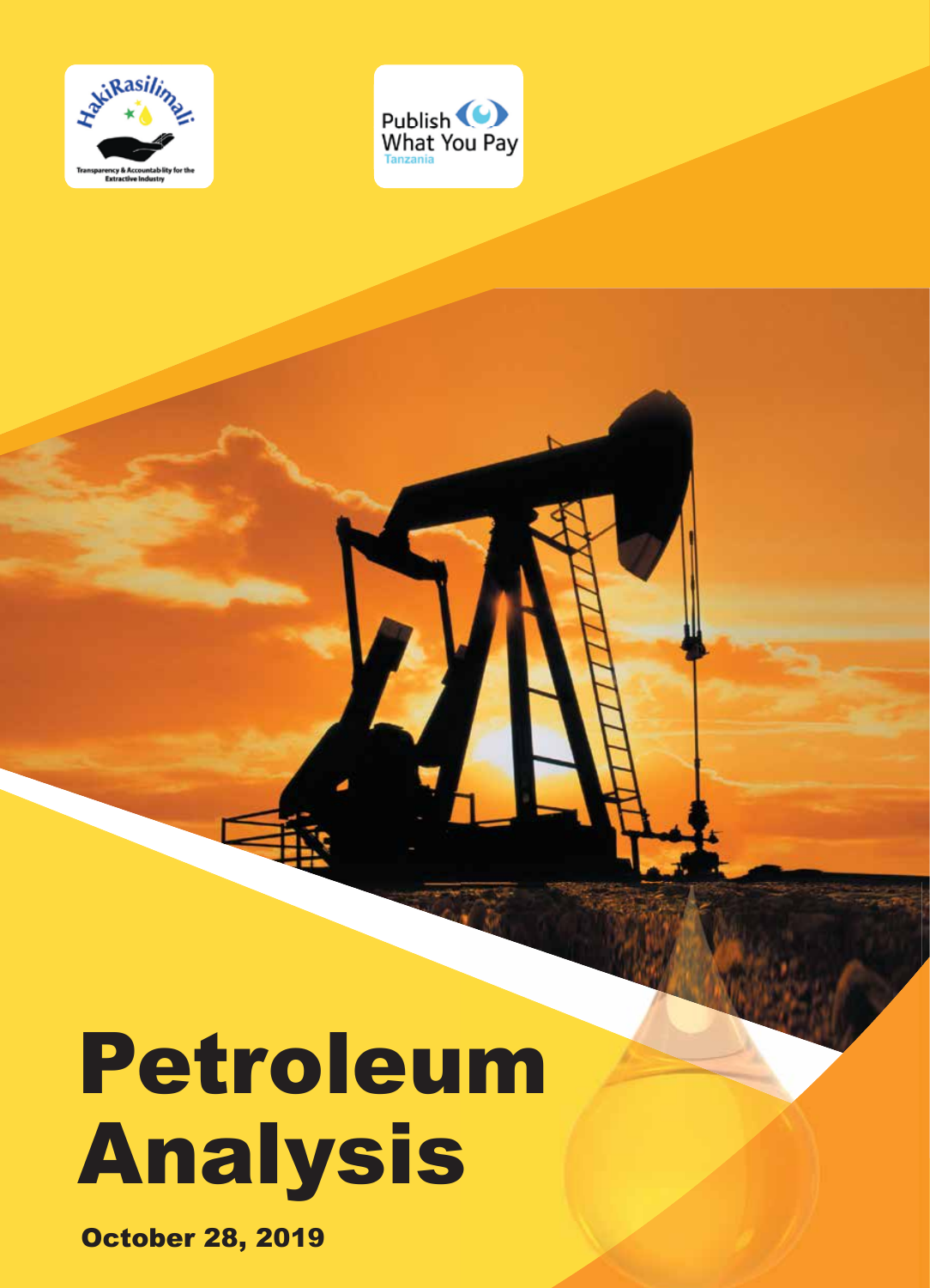HakiRasilimali

Transparency & Accountability for the Extractive Industry

Publish What You Pay Tanzania

# Petroleum Analysis

October 28, 2019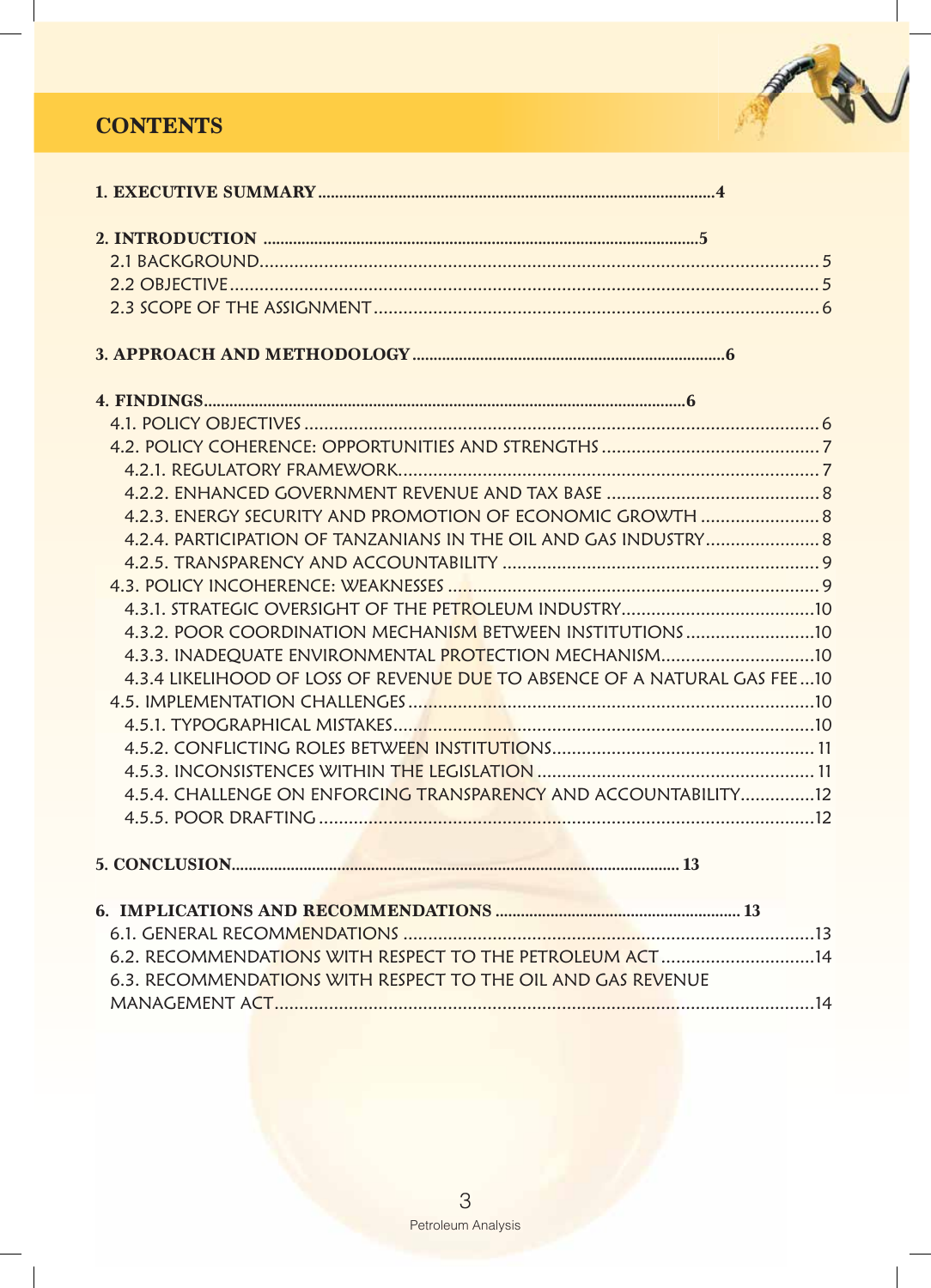## CONTENTS

**1. EXECUTIVE SUMMARY** ........ **4**

**2. INTRODUCTION** ........ **5**
- 2.1 BACKGROUND ........ 5
- 2.2 OBJECTIVE ........ 5
- 2.3 SCOPE OF THE ASSIGNMENT ........ 6

**3. APPROACH AND METHODOLOGY** ........ **6**

**4. FINDINGS** ........ **6**
- 4.1. POLICY OBJECTIVES ........ 6
- 4.2. POLICY COHERENCE: OPPORTUNITIES AND STRENGTHS ........ 7
  - 4.2.1. REGULATORY FRAMEWORK ........ 7
  - 4.2.2. ENHANCED GOVERNMENT REVENUE AND TAX BASE ........ 8
  - 4.2.3. ENERGY SECURITY AND PROMOTION OF ECONOMIC GROWTH ........ 8
  - 4.2.4. PARTICIPATION OF TANZANIANS IN THE OIL AND GAS INDUSTRY ........ 8
  - 4.2.5. TRANSPARENCY AND ACCOUNTABILITY ........ 9
- 4.3. POLICY INCOHERENCE: WEAKNESSES ........ 9
  - 4.3.1. STRATEGIC OVERSIGHT OF THE PETROLEUM INDUSTRY ........ 10
  - 4.3.2. POOR COORDINATION MECHANISM BETWEEN INSTITUTIONS ........ 10
  - 4.3.3. INADEQUATE ENVIRONMENTAL PROTECTION MECHANISM ........ 10
  - 4.3.4 LIKELIHOOD OF LOSS OF REVENUE DUE TO ABSENCE OF A NATURAL GAS FEE ... 10
- 4.5. IMPLEMENTATION CHALLENGES ........ 10
  - 4.5.1. TYPOGRAPHICAL MISTAKES ........ 10
  - 4.5.2. CONFLICTING ROLES BETWEEN INSTITUTIONS ........ 11
  - 4.5.3. INCONSISTENCES WITHIN THE LEGISLATION ........ 11
  - 4.5.4. CHALLENGE ON ENFORCING TRANSPARENCY AND ACCOUNTABILITY ........ 12
  - 4.5.5. POOR DRAFTING ........ 12

**5. CONCLUSION** ........ **13**

**6. IMPLICATIONS AND RECOMMENDATIONS** ........ **13**
- 6.1. GENERAL RECOMMENDATIONS ........ 13
- 6.2. RECOMMENDATIONS WITH RESPECT TO THE PETROLEUM ACT ........ 14
- 6.3. RECOMMENDATIONS WITH RESPECT TO THE OIL AND GAS REVENUE MANAGEMENT ACT ........ 14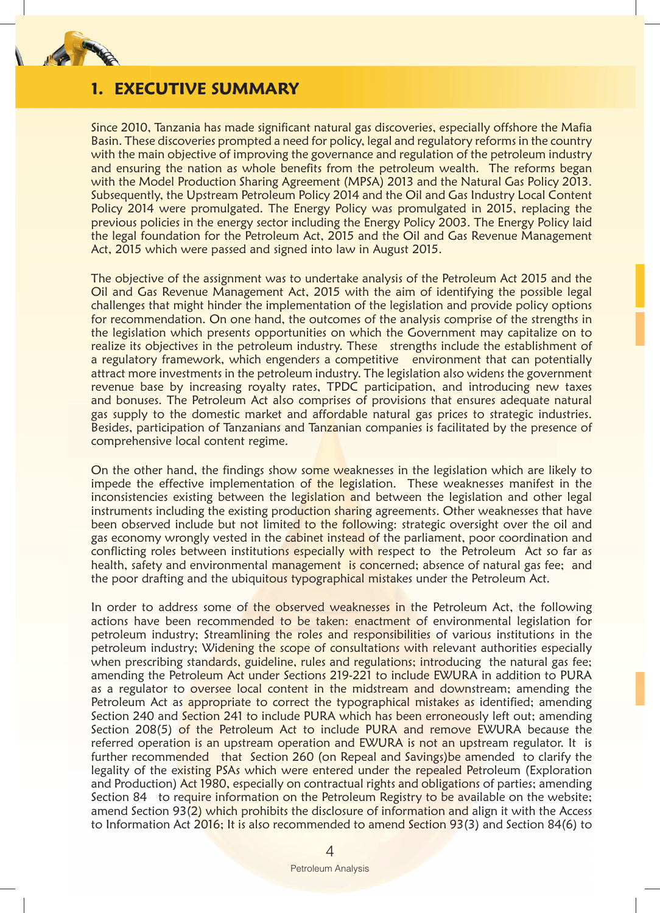# 1. EXECUTIVE SUMMARY

Since 2010, Tanzania has made significant natural gas discoveries, especially offshore the Mafia Basin. These discoveries prompted a need for policy, legal and regulatory reforms in the country with the main objective of improving the governance and regulation of the petroleum industry and ensuring the nation as whole benefits from the petroleum wealth. The reforms began with the Model Production Sharing Agreement (MPSA) 2013 and the Natural Gas Policy 2013. Subsequently, the Upstream Petroleum Policy 2014 and the Oil and Gas Industry Local Content Policy 2014 were promulgated. The Energy Policy was promulgated in 2015, replacing the previous policies in the energy sector including the Energy Policy 2003. The Energy Policy laid the legal foundation for the Petroleum Act, 2015 and the Oil and Gas Revenue Management Act, 2015 which were passed and signed into law in August 2015.

The objective of the assignment was to undertake analysis of the Petroleum Act 2015 and the Oil and Gas Revenue Management Act, 2015 with the aim of identifying the possible legal challenges that might hinder the implementation of the legislation and provide policy options for recommendation. On one hand, the outcomes of the analysis comprise of the strengths in the legislation which presents opportunities on which the Government may capitalize on to realize its objectives in the petroleum industry. These strengths include the establishment of a regulatory framework, which engenders a competitive environment that can potentially attract more investments in the petroleum industry. The legislation also widens the government revenue base by increasing royalty rates, TPDC participation, and introducing new taxes and bonuses. The Petroleum Act also comprises of provisions that ensures adequate natural gas supply to the domestic market and affordable natural gas prices to strategic industries. Besides, participation of Tanzanians and Tanzanian companies is facilitated by the presence of comprehensive local content regime.

On the other hand, the findings show some weaknesses in the legislation which are likely to impede the effective implementation of the legislation. These weaknesses manifest in the inconsistencies existing between the legislation and between the legislation and other legal instruments including the existing production sharing agreements. Other weaknesses that have been observed include but not limited to the following: strategic oversight over the oil and gas economy wrongly vested in the cabinet instead of the parliament, poor coordination and conflicting roles between institutions especially with respect to the Petroleum Act so far as health, safety and environmental management is concerned; absence of natural gas fee; and the poor drafting and the ubiquitous typographical mistakes under the Petroleum Act.

In order to address some of the observed weaknesses in the Petroleum Act, the following actions have been recommended to be taken: enactment of environmental legislation for petroleum industry; Streamlining the roles and responsibilities of various institutions in the petroleum industry; Widening the scope of consultations with relevant authorities especially when prescribing standards, guideline, rules and regulations; introducing the natural gas fee; amending the Petroleum Act under Sections 219-221 to include EWURA in addition to PURA as a regulator to oversee local content in the midstream and downstream; amending the Petroleum Act as appropriate to correct the typographical mistakes as identified; amending Section 240 and Section 241 to include PURA which has been erroneously left out; amending Section 208(5) of the Petroleum Act to include PURA and remove EWURA because the referred operation is an upstream operation and EWURA is not an upstream regulator. It is further recommended that Section 260 (on Repeal and Savings)be amended to clarify the legality of the existing PSAs which were entered under the repealed Petroleum (Exploration and Production) Act 1980, especially on contractual rights and obligations of parties; amending Section 84 to require information on the Petroleum Registry to be available on the website; amend Section 93(2) which prohibits the disclosure of information and align it with the Access to Information Act 2016; It is also recommended to amend Section 93(3) and Section 84(6) to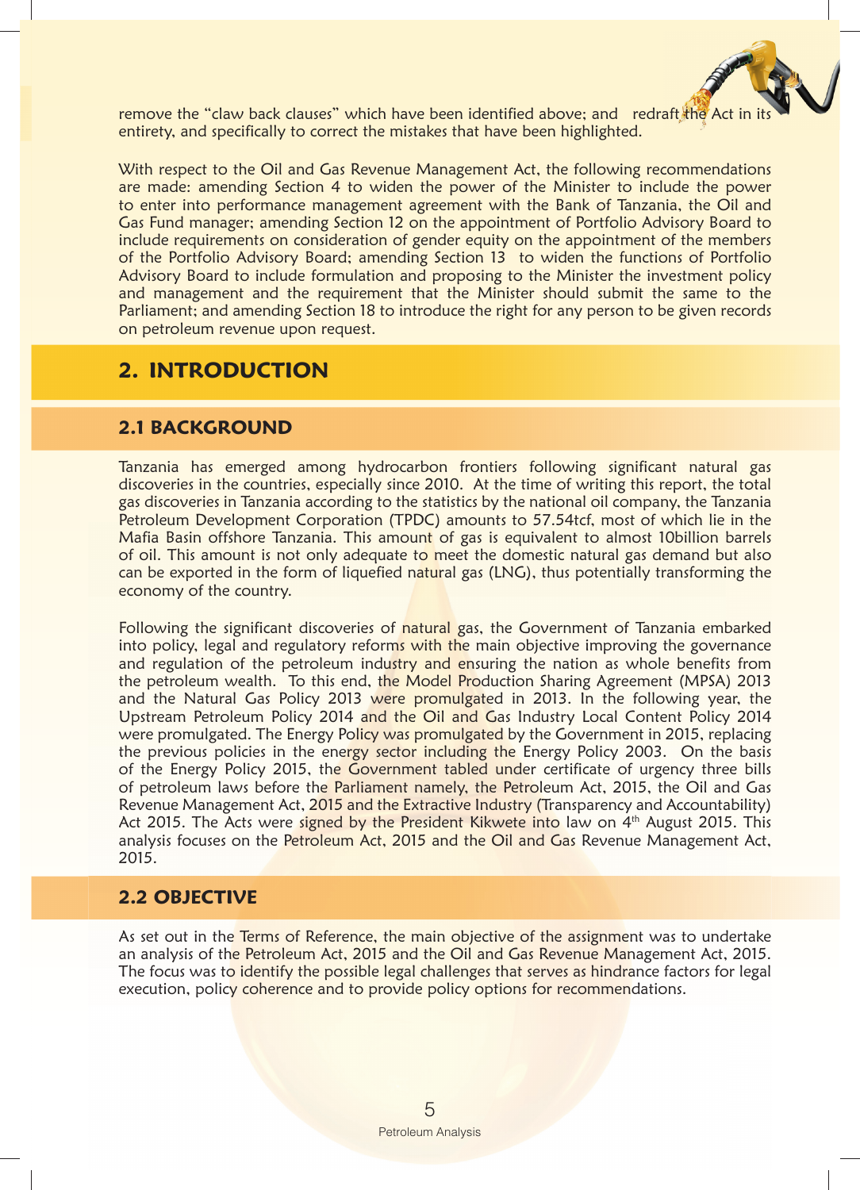remove the "claw back clauses" which have been identified above; and redraft the Act in its entirety, and specifically to correct the mistakes that have been highlighted.

With respect to the Oil and Gas Revenue Management Act, the following recommendations are made: amending Section 4 to widen the power of the Minister to include the power to enter into performance management agreement with the Bank of Tanzania, the Oil and Gas Fund manager; amending Section 12 on the appointment of Portfolio Advisory Board to include requirements on consideration of gender equity on the appointment of the members of the Portfolio Advisory Board; amending Section 13 to widen the functions of Portfolio Advisory Board to include formulation and proposing to the Minister the investment policy and management and the requirement that the Minister should submit the same to the Parliament; and amending Section 18 to introduce the right for any person to be given records on petroleum revenue upon request.

# 2. INTRODUCTION

## 2.1 BACKGROUND

Tanzania has emerged among hydrocarbon frontiers following significant natural gas discoveries in the countries, especially since 2010. At the time of writing this report, the total gas discoveries in Tanzania according to the statistics by the national oil company, the Tanzania Petroleum Development Corporation (TPDC) amounts to 57.54tcf, most of which lie in the Mafia Basin offshore Tanzania. This amount of gas is equivalent to almost 10billion barrels of oil. This amount is not only adequate to meet the domestic natural gas demand but also can be exported in the form of liquefied natural gas (LNG), thus potentially transforming the economy of the country.

Following the significant discoveries of natural gas, the Government of Tanzania embarked into policy, legal and regulatory reforms with the main objective improving the governance and regulation of the petroleum industry and ensuring the nation as whole benefits from the petroleum wealth. To this end, the Model Production Sharing Agreement (MPSA) 2013 and the Natural Gas Policy 2013 were promulgated in 2013. In the following year, the Upstream Petroleum Policy 2014 and the Oil and Gas Industry Local Content Policy 2014 were promulgated. The Energy Policy was promulgated by the Government in 2015, replacing the previous policies in the energy sector including the Energy Policy 2003. On the basis of the Energy Policy 2015, the Government tabled under certificate of urgency three bills of petroleum laws before the Parliament namely, the Petroleum Act, 2015, the Oil and Gas Revenue Management Act, 2015 and the Extractive Industry (Transparency and Accountability) Act 2015. The Acts were signed by the President Kikwete into law on 4th August 2015. This analysis focuses on the Petroleum Act, 2015 and the Oil and Gas Revenue Management Act, 2015.

## 2.2 OBJECTIVE

As set out in the Terms of Reference, the main objective of the assignment was to undertake an analysis of the Petroleum Act, 2015 and the Oil and Gas Revenue Management Act, 2015. The focus was to identify the possible legal challenges that serves as hindrance factors for legal execution, policy coherence and to provide policy options for recommendations.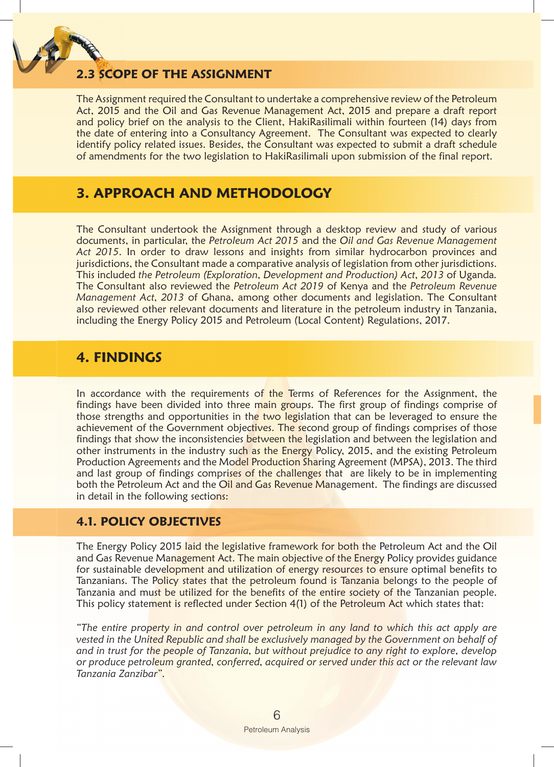## 2.3 SCOPE OF THE ASSIGNMENT

The Assignment required the Consultant to undertake a comprehensive review of the Petroleum Act, 2015 and the Oil and Gas Revenue Management Act, 2015 and prepare a draft report and policy brief on the analysis to the Client, HakiRasilimali within fourteen (14) days from the date of entering into a Consultancy Agreement. The Consultant was expected to clearly identify policy related issues. Besides, the Consultant was expected to submit a draft schedule of amendments for the two legislation to HakiRasilimali upon submission of the final report.

# 3. APPROACH AND METHODOLOGY

The Consultant undertook the Assignment through a desktop review and study of various documents, in particular, the *Petroleum Act 2015* and the *Oil and Gas Revenue Management Act 2015*. In order to draw lessons and insights from similar hydrocarbon provinces and jurisdictions, the Consultant made a comparative analysis of legislation from other jurisdictions. This included *the Petroleum (Exploration, Development and Production) Act, 2013* of Uganda. The Consultant also reviewed the *Petroleum Act 2019* of Kenya and the *Petroleum Revenue Management Act, 2013* of Ghana, among other documents and legislation. The Consultant also reviewed other relevant documents and literature in the petroleum industry in Tanzania, including the Energy Policy 2015 and Petroleum (Local Content) Regulations, 2017.

# 4. FINDINGS

In accordance with the requirements of the Terms of References for the Assignment, the findings have been divided into three main groups. The first group of findings comprise of those strengths and opportunities in the two legislation that can be leveraged to ensure the achievement of the Government objectives. The second group of findings comprises of those findings that show the inconsistencies between the legislation and between the legislation and other instruments in the industry such as the Energy Policy, 2015, and the existing Petroleum Production Agreements and the Model Production Sharing Agreement (MPSA), 2013. The third and last group of findings comprises of the challenges that are likely to be in implementing both the Petroleum Act and the Oil and Gas Revenue Management. The findings are discussed in detail in the following sections:

## 4.1. POLICY OBJECTIVES

The Energy Policy 2015 laid the legislative framework for both the Petroleum Act and the Oil and Gas Revenue Management Act. The main objective of the Energy Policy provides guidance for sustainable development and utilization of energy resources to ensure optimal benefits to Tanzanians. The Policy states that the petroleum found is Tanzania belongs to the people of Tanzania and must be utilized for the benefits of the entire society of the Tanzanian people. This policy statement is reflected under Section 4(1) of the Petroleum Act which states that:

*"The entire property in and control over petroleum in any land to which this act apply are vested in the United Republic and shall be exclusively managed by the Government on behalf of and in trust for the people of Tanzania, but without prejudice to any right to explore, develop or produce petroleum granted, conferred, acquired or served under this act or the relevant law Tanzania Zanzibar".*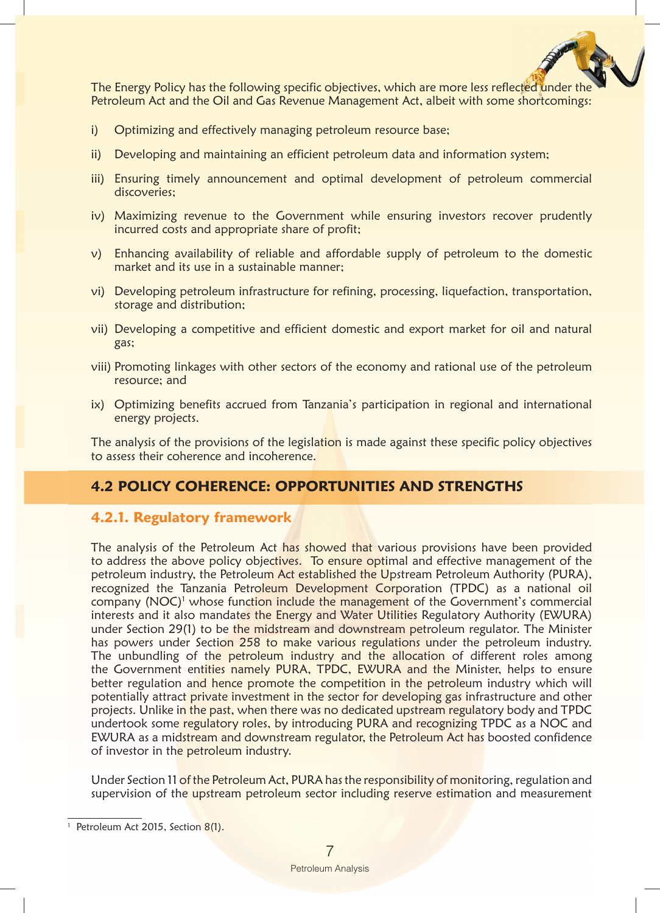The Energy Policy has the following specific objectives, which are more less reflected under the Petroleum Act and the Oil and Gas Revenue Management Act, albeit with some shortcomings:

i) Optimizing and effectively managing petroleum resource base;

ii) Developing and maintaining an efficient petroleum data and information system;

iii) Ensuring timely announcement and optimal development of petroleum commercial discoveries;

iv) Maximizing revenue to the Government while ensuring investors recover prudently incurred costs and appropriate share of profit;

v) Enhancing availability of reliable and affordable supply of petroleum to the domestic market and its use in a sustainable manner;

vi) Developing petroleum infrastructure for refining, processing, liquefaction, transportation, storage and distribution;

vii) Developing a competitive and efficient domestic and export market for oil and natural gas;

viii) Promoting linkages with other sectors of the economy and rational use of the petroleum resource; and

ix) Optimizing benefits accrued from Tanzania's participation in regional and international energy projects.

The analysis of the provisions of the legislation is made against these specific policy objectives to assess their coherence and incoherence.

## 4.2 POLICY COHERENCE: OPPORTUNITIES AND STRENGTHS

### 4.2.1. Regulatory framework

The analysis of the Petroleum Act has showed that various provisions have been provided to address the above policy objectives. To ensure optimal and effective management of the petroleum industry, the Petroleum Act established the Upstream Petroleum Authority (PURA), recognized the Tanzania Petroleum Development Corporation (TPDC) as a national oil company (NOC)[1] whose function include the management of the Government's commercial interests and it also mandates the Energy and Water Utilities Regulatory Authority (EWURA) under Section 29(1) to be the midstream and downstream petroleum regulator. The Minister has powers under Section 258 to make various regulations under the petroleum industry. The unbundling of the petroleum industry and the allocation of different roles among the Government entities namely PURA, TPDC, EWURA and the Minister, helps to ensure better regulation and hence promote the competition in the petroleum industry which will potentially attract private investment in the sector for developing gas infrastructure and other projects. Unlike in the past, when there was no dedicated upstream regulatory body and TPDC undertook some regulatory roles, by introducing PURA and recognizing TPDC as a NOC and EWURA as a midstream and downstream regulator, the Petroleum Act has boosted confidence of investor in the petroleum industry.

Under Section 11 of the Petroleum Act, PURA has the responsibility of monitoring, regulation and supervision of the upstream petroleum sector including reserve estimation and measurement

[1] Petroleum Act 2015, Section 8(1).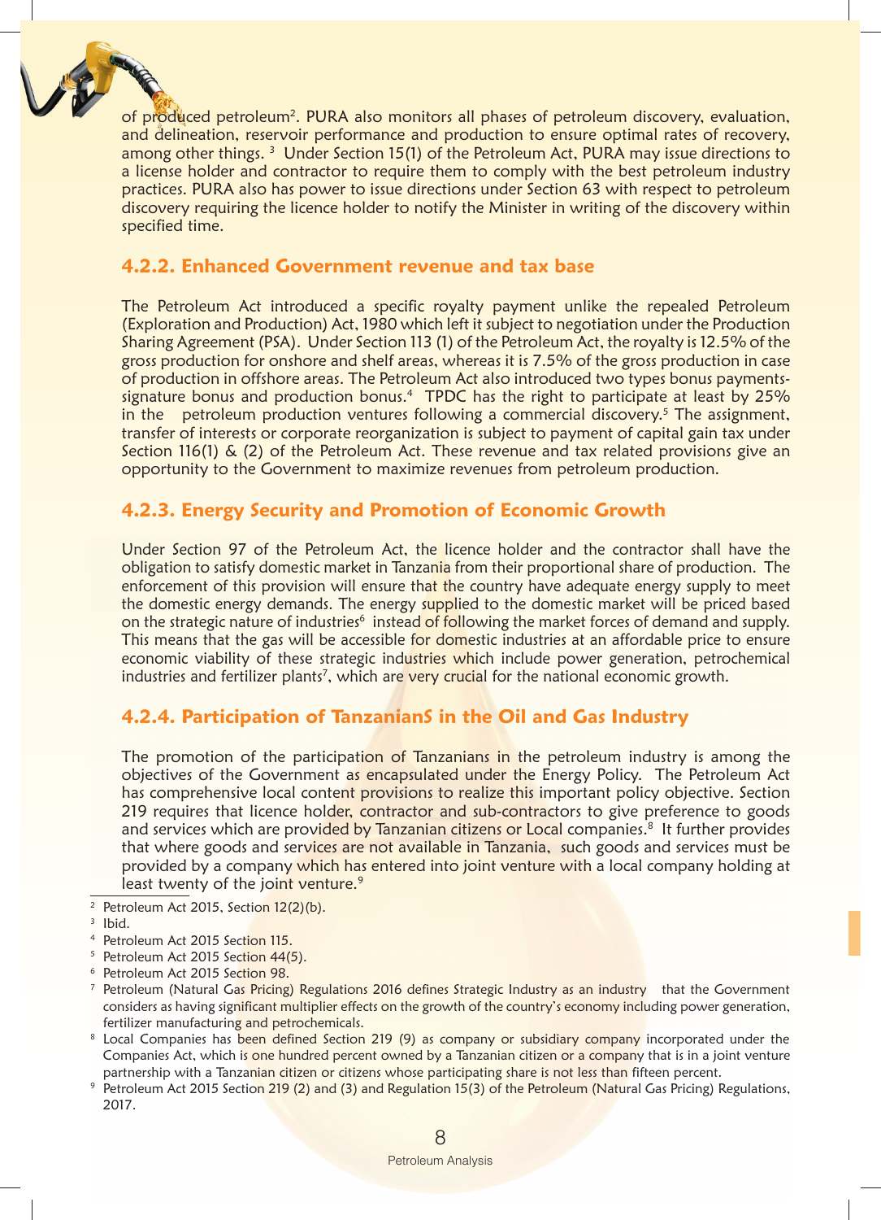of produced petroleum[2]. PURA also monitors all phases of petroleum discovery, evaluation, and delineation, reservoir performance and production to ensure optimal rates of recovery, among other things. [3] Under Section 15(1) of the Petroleum Act, PURA may issue directions to a license holder and contractor to require them to comply with the best petroleum industry practices. PURA also has power to issue directions under Section 63 with respect to petroleum discovery requiring the licence holder to notify the Minister in writing of the discovery within specified time.

### 4.2.2. Enhanced Government revenue and tax base

The Petroleum Act introduced a specific royalty payment unlike the repealed Petroleum (Exploration and Production) Act, 1980 which left it subject to negotiation under the Production Sharing Agreement (PSA). Under Section 113 (1) of the Petroleum Act, the royalty is 12.5% of the gross production for onshore and shelf areas, whereas it is 7.5% of the gross production in case of production in offshore areas. The Petroleum Act also introduced two types bonus payments- signature bonus and production bonus.[4] TPDC has the right to participate at least by 25% in the petroleum production ventures following a commercial discovery.[5] The assignment, transfer of interests or corporate reorganization is subject to payment of capital gain tax under Section 116(1) & (2) of the Petroleum Act. These revenue and tax related provisions give an opportunity to the Government to maximize revenues from petroleum production.

### 4.2.3. Energy Security and Promotion of Economic Growth

Under Section 97 of the Petroleum Act, the licence holder and the contractor shall have the obligation to satisfy domestic market in Tanzania from their proportional share of production. The enforcement of this provision will ensure that the country have adequate energy supply to meet the domestic energy demands. The energy supplied to the domestic market will be priced based on the strategic nature of industries[6] instead of following the market forces of demand and supply. This means that the gas will be accessible for domestic industries at an affordable price to ensure economic viability of these strategic industries which include power generation, petrochemical industries and fertilizer plants[7], which are very crucial for the national economic growth.

### 4.2.4. Participation of TanzanianS in the Oil and Gas Industry

The promotion of the participation of Tanzanians in the petroleum industry is among the objectives of the Government as encapsulated under the Energy Policy. The Petroleum Act has comprehensive local content provisions to realize this important policy objective. Section 219 requires that licence holder, contractor and sub-contractors to give preference to goods and services which are provided by Tanzanian citizens or Local companies.[8] It further provides that where goods and services are not available in Tanzania, such goods and services must be provided by a company which has entered into joint venture with a local company holding at least twenty of the joint venture.[9]

---

[2] Petroleum Act 2015, Section 12(2)(b).

[3] Ibid.

[4] Petroleum Act 2015 Section 115.

[5] Petroleum Act 2015 Section 44(5).

[6] Petroleum Act 2015 Section 98.

[7] Petroleum (Natural Gas Pricing) Regulations 2016 defines Strategic Industry as an industry that the Government considers as having significant multiplier effects on the growth of the country's economy including power generation, fertilizer manufacturing and petrochemicals.

[8] Local Companies has been defined Section 219 (9) as company or subsidiary company incorporated under the Companies Act, which is one hundred percent owned by a Tanzanian citizen or a company that is in a joint venture partnership with a Tanzanian citizen or citizens whose participating share is not less than fifteen percent.

[9] Petroleum Act 2015 Section 219 (2) and (3) and Regulation 15(3) of the Petroleum (Natural Gas Pricing) Regulations, 2017.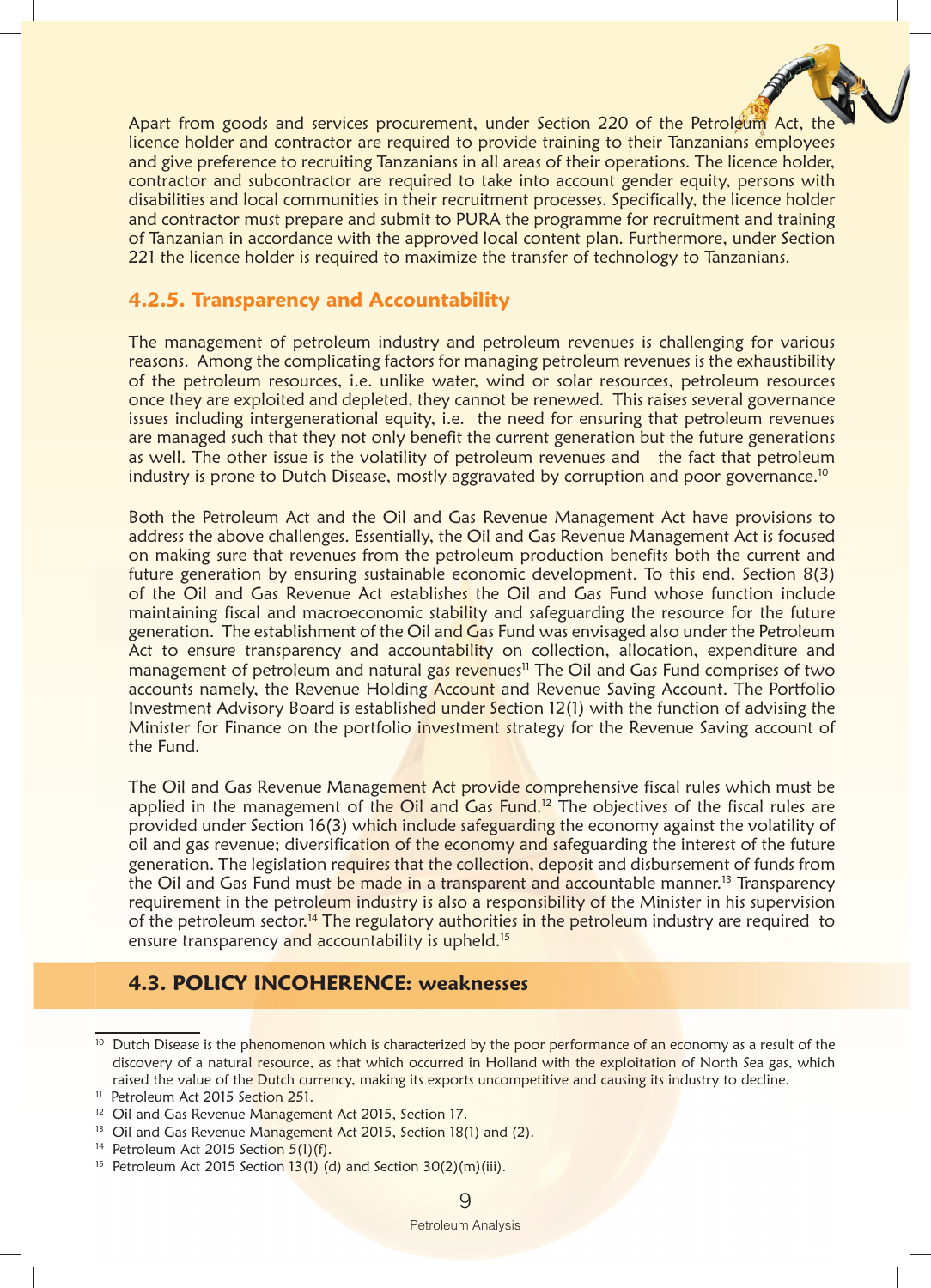Apart from goods and services procurement, under Section 220 of the Petroleum Act, the licence holder and contractor are required to provide training to their Tanzanians employees and give preference to recruiting Tanzanians in all areas of their operations. The licence holder, contractor and subcontractor are required to take into account gender equity, persons with disabilities and local communities in their recruitment processes. Specifically, the licence holder and contractor must prepare and submit to PURA the programme for recruitment and training of Tanzanian in accordance with the approved local content plan. Furthermore, under Section 221 the licence holder is required to maximize the transfer of technology to Tanzanians.

### 4.2.5. Transparency and Accountability

The management of petroleum industry and petroleum revenues is challenging for various reasons. Among the complicating factors for managing petroleum revenues is the exhaustibility of the petroleum resources, i.e. unlike water, wind or solar resources, petroleum resources once they are exploited and depleted, they cannot be renewed. This raises several governance issues including intergenerational equity, i.e. the need for ensuring that petroleum revenues are managed such that they not only benefit the current generation but the future generations as well. The other issue is the volatility of petroleum revenues and the fact that petroleum industry is prone to Dutch Disease, mostly aggravated by corruption and poor governance.[10]

Both the Petroleum Act and the Oil and Gas Revenue Management Act have provisions to address the above challenges. Essentially, the Oil and Gas Revenue Management Act is focused on making sure that revenues from the petroleum production benefits both the current and future generation by ensuring sustainable economic development. To this end, Section 8(3) of the Oil and Gas Revenue Act establishes the Oil and Gas Fund whose function include maintaining fiscal and macroeconomic stability and safeguarding the resource for the future generation. The establishment of the Oil and Gas Fund was envisaged also under the Petroleum Act to ensure transparency and accountability on collection, allocation, expenditure and management of petroleum and natural gas revenues[11] The Oil and Gas Fund comprises of two accounts namely, the Revenue Holding Account and Revenue Saving Account. The Portfolio Investment Advisory Board is established under Section 12(1) with the function of advising the Minister for Finance on the portfolio investment strategy for the Revenue Saving account of the Fund.

The Oil and Gas Revenue Management Act provide comprehensive fiscal rules which must be applied in the management of the Oil and Gas Fund.[12] The objectives of the fiscal rules are provided under Section 16(3) which include safeguarding the economy against the volatility of oil and gas revenue; diversification of the economy and safeguarding the interest of the future generation. The legislation requires that the collection, deposit and disbursement of funds from the Oil and Gas Fund must be made in a transparent and accountable manner.[13] Transparency requirement in the petroleum industry is also a responsibility of the Minister in his supervision of the petroleum sector.[14] The regulatory authorities in the petroleum industry are required to ensure transparency and accountability is upheld.[15]

## 4.3. POLICY INCOHERENCE: weaknesses

[10] Dutch Disease is the phenomenon which is characterized by the poor performance of an economy as a result of the discovery of a natural resource, as that which occurred in Holland with the exploitation of North Sea gas, which raised the value of the Dutch currency, making its exports uncompetitive and causing its industry to decline.

[11] Petroleum Act 2015 Section 251.

[12] Oil and Gas Revenue Management Act 2015, Section 17.

[13] Oil and Gas Revenue Management Act 2015, Section 18(1) and (2).

[14] Petroleum Act 2015 Section 5(1)(f).

[15] Petroleum Act 2015 Section 13(1) (d) and Section 30(2)(m)(iii).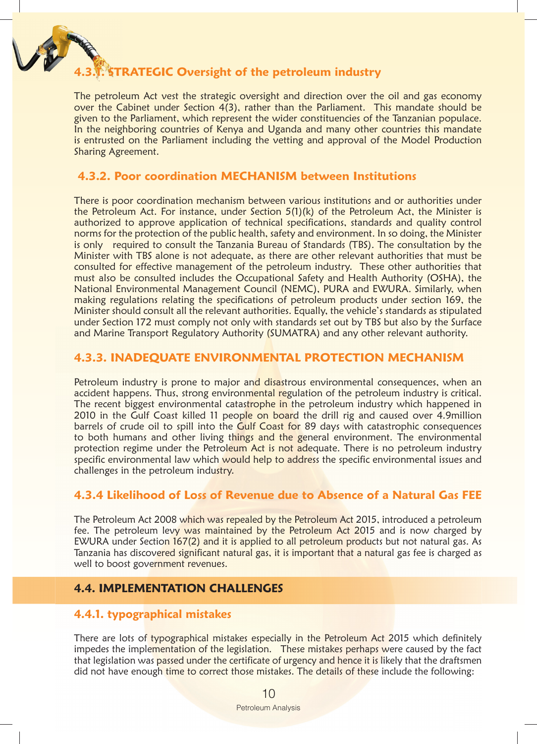### 4.3.1. STRATEGIC Oversight of the petroleum industry

The petroleum Act vest the strategic oversight and direction over the oil and gas economy over the Cabinet under Section 4(3), rather than the Parliament. This mandate should be given to the Parliament, which represent the wider constituencies of the Tanzanian populace. In the neighboring countries of Kenya and Uganda and many other countries this mandate is entrusted on the Parliament including the vetting and approval of the Model Production Sharing Agreement.

### 4.3.2. Poor coordination MECHANISM between Institutions

There is poor coordination mechanism between various institutions and or authorities under the Petroleum Act. For instance, under Section 5(1)(k) of the Petroleum Act, the Minister is authorized to approve application of technical specifications, standards and quality control norms for the protection of the public health, safety and environment. In so doing, the Minister is only required to consult the Tanzania Bureau of Standards (TBS). The consultation by the Minister with TBS alone is not adequate, as there are other relevant authorities that must be consulted for effective management of the petroleum industry. These other authorities that must also be consulted includes the Occupational Safety and Health Authority (OSHA), the National Environmental Management Council (NEMC), PURA and EWURA. Similarly, when making regulations relating the specifications of petroleum products under section 169, the Minister should consult all the relevant authorities. Equally, the vehicle's standards as stipulated under Section 172 must comply not only with standards set out by TBS but also by the Surface and Marine Transport Regulatory Authority (SUMATRA) and any other relevant authority.

### 4.3.3. INADEQUATE ENVIRONMENTAL PROTECTION MECHANISM

Petroleum industry is prone to major and disastrous environmental consequences, when an accident happens. Thus, strong environmental regulation of the petroleum industry is critical. The recent biggest environmental catastrophe in the petroleum industry which happened in 2010 in the Gulf Coast killed 11 people on board the drill rig and caused over 4.9million barrels of crude oil to spill into the Gulf Coast for 89 days with catastrophic consequences to both humans and other living things and the general environment. The environmental protection regime under the Petroleum Act is not adequate. There is no petroleum industry specific environmental law which would help to address the specific environmental issues and challenges in the petroleum industry.

### 4.3.4 Likelihood of Loss of Revenue due to Absence of a Natural Gas FEE

The Petroleum Act 2008 which was repealed by the Petroleum Act 2015, introduced a petroleum fee. The petroleum levy was maintained by the Petroleum Act 2015 and is now charged by EWURA under Section 167(2) and it is applied to all petroleum products but not natural gas. As Tanzania has discovered significant natural gas, it is important that a natural gas fee is charged as well to boost government revenues.

## 4.4. IMPLEMENTATION CHALLENGES

### 4.4.1. typographical mistakes

There are lots of typographical mistakes especially in the Petroleum Act 2015 which definitely impedes the implementation of the legislation. These mistakes perhaps were caused by the fact that legislation was passed under the certificate of urgency and hence it is likely that the draftsmen did not have enough time to correct those mistakes. The details of these include the following: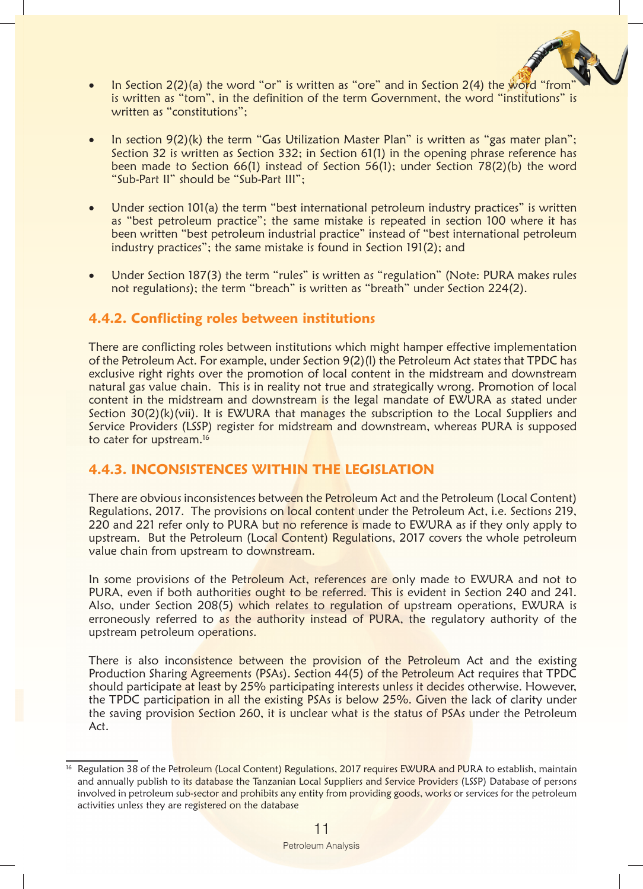- In Section 2(2)(a) the word "or" is written as "ore" and in Section 2(4) the word "from" is written as "tom", in the definition of the term Government, the word "institutions" is written as "constitutions";

- In section 9(2)(k) the term "Gas Utilization Master Plan" is written as "gas mater plan"; Section 32 is written as Section 332; in Section 61(1) in the opening phrase reference has been made to Section 66(1) instead of Section 56(1); under Section 78(2)(b) the word "Sub-Part II" should be "Sub-Part III";

- Under section 101(a) the term "best international petroleum industry practices" is written as "best petroleum practice"; the same mistake is repeated in section 100 where it has been written "best petroleum industrial practice" instead of "best international petroleum industry practices"; the same mistake is found in Section 191(2); and

- Under Section 187(3) the term "rules" is written as "regulation" (Note: PURA makes rules not regulations); the term "breach" is written as "breath" under Section 224(2).

### 4.4.2. Conflicting roles between institutions

There are conflicting roles between institutions which might hamper effective implementation of the Petroleum Act. For example, under Section 9(2)(l) the Petroleum Act states that TPDC has exclusive right rights over the promotion of local content in the midstream and downstream natural gas value chain. This is in reality not true and strategically wrong. Promotion of local content in the midstream and downstream is the legal mandate of EWURA as stated under Section 30(2)(k)(vii). It is EWURA that manages the subscription to the Local Suppliers and Service Providers (LSSP) register for midstream and downstream, whereas PURA is supposed to cater for upstream.[16]

### 4.4.3. INCONSISTENCES WITHIN THE LEGISLATION

There are obvious inconsistences between the Petroleum Act and the Petroleum (Local Content) Regulations, 2017. The provisions on local content under the Petroleum Act, i.e. Sections 219, 220 and 221 refer only to PURA but no reference is made to EWURA as if they only apply to upstream. But the Petroleum (Local Content) Regulations, 2017 covers the whole petroleum value chain from upstream to downstream.

In some provisions of the Petroleum Act, references are only made to EWURA and not to PURA, even if both authorities ought to be referred. This is evident in Section 240 and 241. Also, under Section 208(5) which relates to regulation of upstream operations, EWURA is erroneously referred to as the authority instead of PURA, the regulatory authority of the upstream petroleum operations.

There is also inconsistence between the provision of the Petroleum Act and the existing Production Sharing Agreements (PSAs). Section 44(5) of the Petroleum Act requires that TPDC should participate at least by 25% participating interests unless it decides otherwise. However, the TPDC participation in all the existing PSAs is below 25%. Given the lack of clarity under the saving provision Section 260, it is unclear what is the status of PSAs under the Petroleum Act.

---

[16] Regulation 38 of the Petroleum (Local Content) Regulations, 2017 requires EWURA and PURA to establish, maintain and annually publish to its database the Tanzanian Local Suppliers and Service Providers (LSSP) Database of persons involved in petroleum sub-sector and prohibits any entity from providing goods, works or services for the petroleum activities unless they are registered on the database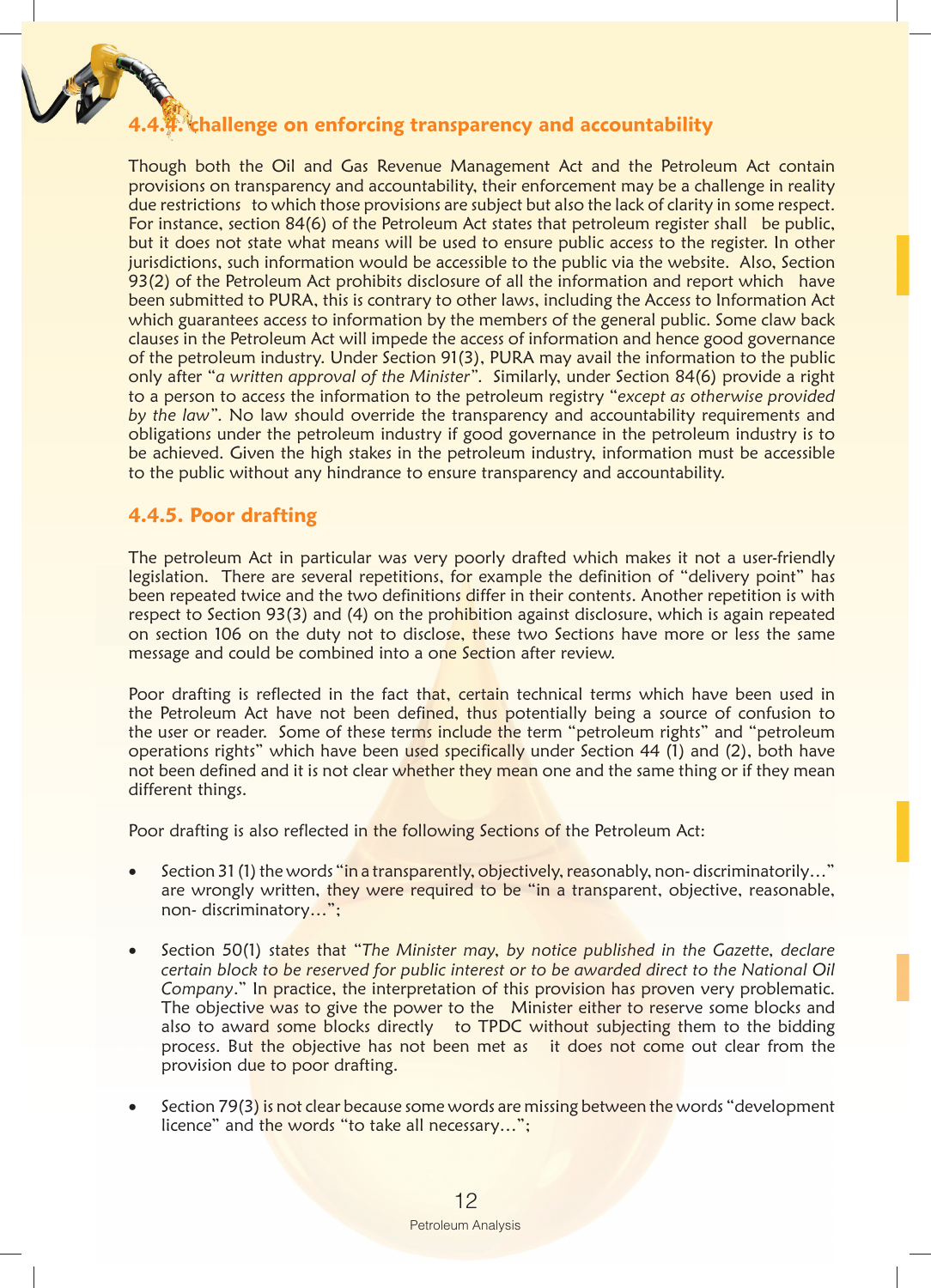### 4.4.4. challenge on enforcing transparency and accountability

Though both the Oil and Gas Revenue Management Act and the Petroleum Act contain provisions on transparency and accountability, their enforcement may be a challenge in reality due restrictions to which those provisions are subject but also the lack of clarity in some respect. For instance, section 84(6) of the Petroleum Act states that petroleum register shall be public, but it does not state what means will be used to ensure public access to the register. In other jurisdictions, such information would be accessible to the public via the website. Also, Section 93(2) of the Petroleum Act prohibits disclosure of all the information and report which have been submitted to PURA, this is contrary to other laws, including the Access to Information Act which guarantees access to information by the members of the general public. Some claw back clauses in the Petroleum Act will impede the access of information and hence good governance of the petroleum industry. Under Section 91(3), PURA may avail the information to the public only after "*a written approval of the Minister*". Similarly, under Section 84(6) provide a right to a person to access the information to the petroleum registry "*except as otherwise provided by the law*". No law should override the transparency and accountability requirements and obligations under the petroleum industry if good governance in the petroleum industry is to be achieved. Given the high stakes in the petroleum industry, information must be accessible to the public without any hindrance to ensure transparency and accountability.

### 4.4.5. Poor drafting

The petroleum Act in particular was very poorly drafted which makes it not a user-friendly legislation. There are several repetitions, for example the definition of "delivery point" has been repeated twice and the two definitions differ in their contents. Another repetition is with respect to Section 93(3) and (4) on the prohibition against disclosure, which is again repeated on section 106 on the duty not to disclose, these two Sections have more or less the same message and could be combined into a one Section after review.

Poor drafting is reflected in the fact that, certain technical terms which have been used in the Petroleum Act have not been defined, thus potentially being a source of confusion to the user or reader. Some of these terms include the term "petroleum rights" and "petroleum operations rights" which have been used specifically under Section 44 (1) and (2), both have not been defined and it is not clear whether they mean one and the same thing or if they mean different things.

Poor drafting is also reflected in the following Sections of the Petroleum Act:

- Section 31 (1) the words "in a transparently, objectively, reasonably, non- discriminatorily…" are wrongly written, they were required to be "in a transparent, objective, reasonable, non- discriminatory…";
- Section 50(1) states that "*The Minister may, by notice published in the Gazette, declare certain block to be reserved for public interest or to be awarded direct to the National Oil Company*." In practice, the interpretation of this provision has proven very problematic. The objective was to give the power to the Minister either to reserve some blocks and also to award some blocks directly to TPDC without subjecting them to the bidding process. But the objective has not been met as it does not come out clear from the provision due to poor drafting.
- Section 79(3) is not clear because some words are missing between the words "development licence" and the words "to take all necessary…";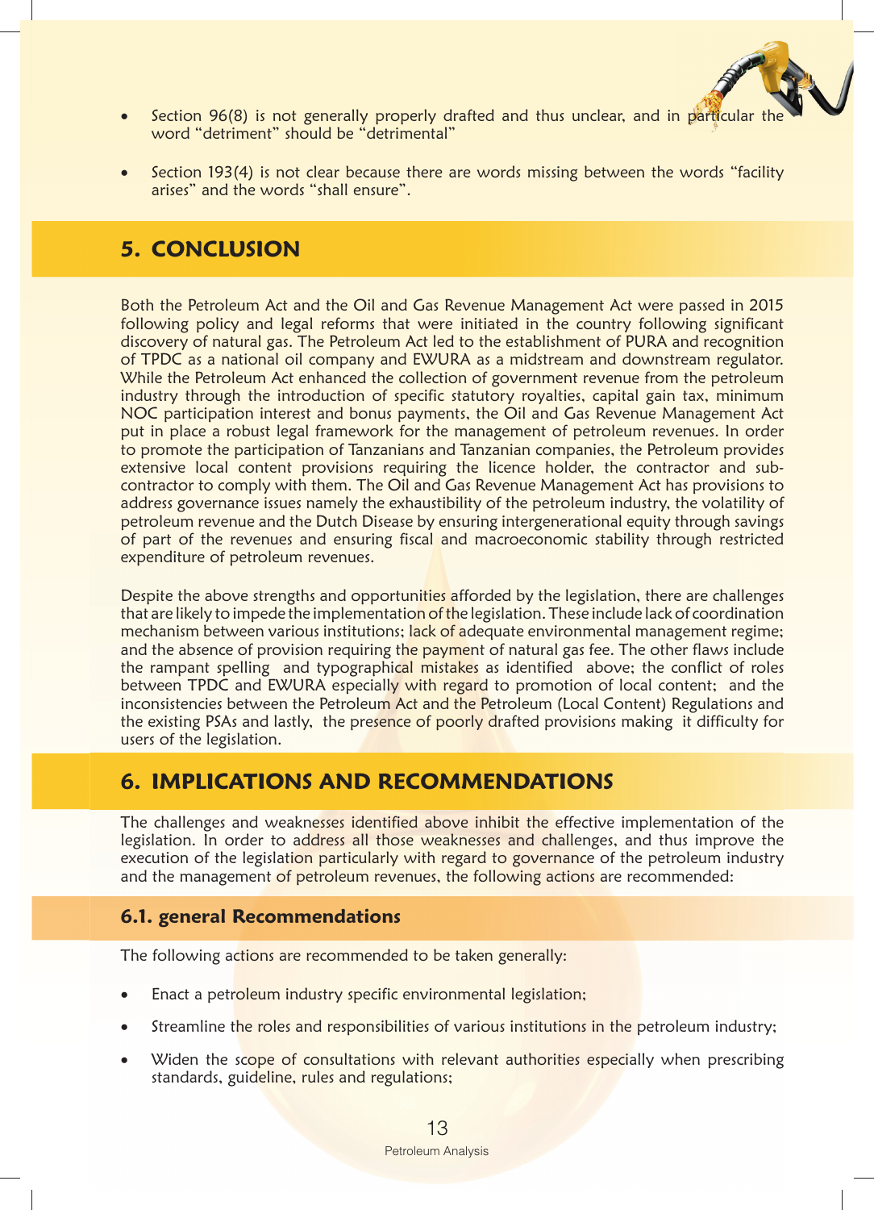- Section 96(8) is not generally properly drafted and thus unclear, and in particular the word "detriment" should be "detrimental"
- Section 193(4) is not clear because there are words missing between the words "facility arises" and the words "shall ensure".

## 5. CONCLUSION

Both the Petroleum Act and the Oil and Gas Revenue Management Act were passed in 2015 following policy and legal reforms that were initiated in the country following significant discovery of natural gas. The Petroleum Act led to the establishment of PURA and recognition of TPDC as a national oil company and EWURA as a midstream and downstream regulator. While the Petroleum Act enhanced the collection of government revenue from the petroleum industry through the introduction of specific statutory royalties, capital gain tax, minimum NOC participation interest and bonus payments, the Oil and Gas Revenue Management Act put in place a robust legal framework for the management of petroleum revenues. In order to promote the participation of Tanzanians and Tanzanian companies, the Petroleum provides extensive local content provisions requiring the licence holder, the contractor and sub-contractor to comply with them. The Oil and Gas Revenue Management Act has provisions to address governance issues namely the exhaustibility of the petroleum industry, the volatility of petroleum revenue and the Dutch Disease by ensuring intergenerational equity through savings of part of the revenues and ensuring fiscal and macroeconomic stability through restricted expenditure of petroleum revenues.

Despite the above strengths and opportunities afforded by the legislation, there are challenges that are likely to impede the implementation of the legislation. These include lack of coordination mechanism between various institutions; lack of adequate environmental management regime; and the absence of provision requiring the payment of natural gas fee. The other flaws include the rampant spelling and typographical mistakes as identified above; the conflict of roles between TPDC and EWURA especially with regard to promotion of local content; and the inconsistencies between the Petroleum Act and the Petroleum (Local Content) Regulations and the existing PSAs and lastly, the presence of poorly drafted provisions making it difficulty for users of the legislation.

## 6. IMPLICATIONS AND RECOMMENDATIONS

The challenges and weaknesses identified above inhibit the effective implementation of the legislation. In order to address all those weaknesses and challenges, and thus improve the execution of the legislation particularly with regard to governance of the petroleum industry and the management of petroleum revenues, the following actions are recommended:

### 6.1. general Recommendations

The following actions are recommended to be taken generally:

- Enact a petroleum industry specific environmental legislation;
- Streamline the roles and responsibilities of various institutions in the petroleum industry;
- Widen the scope of consultations with relevant authorities especially when prescribing standards, guideline, rules and regulations;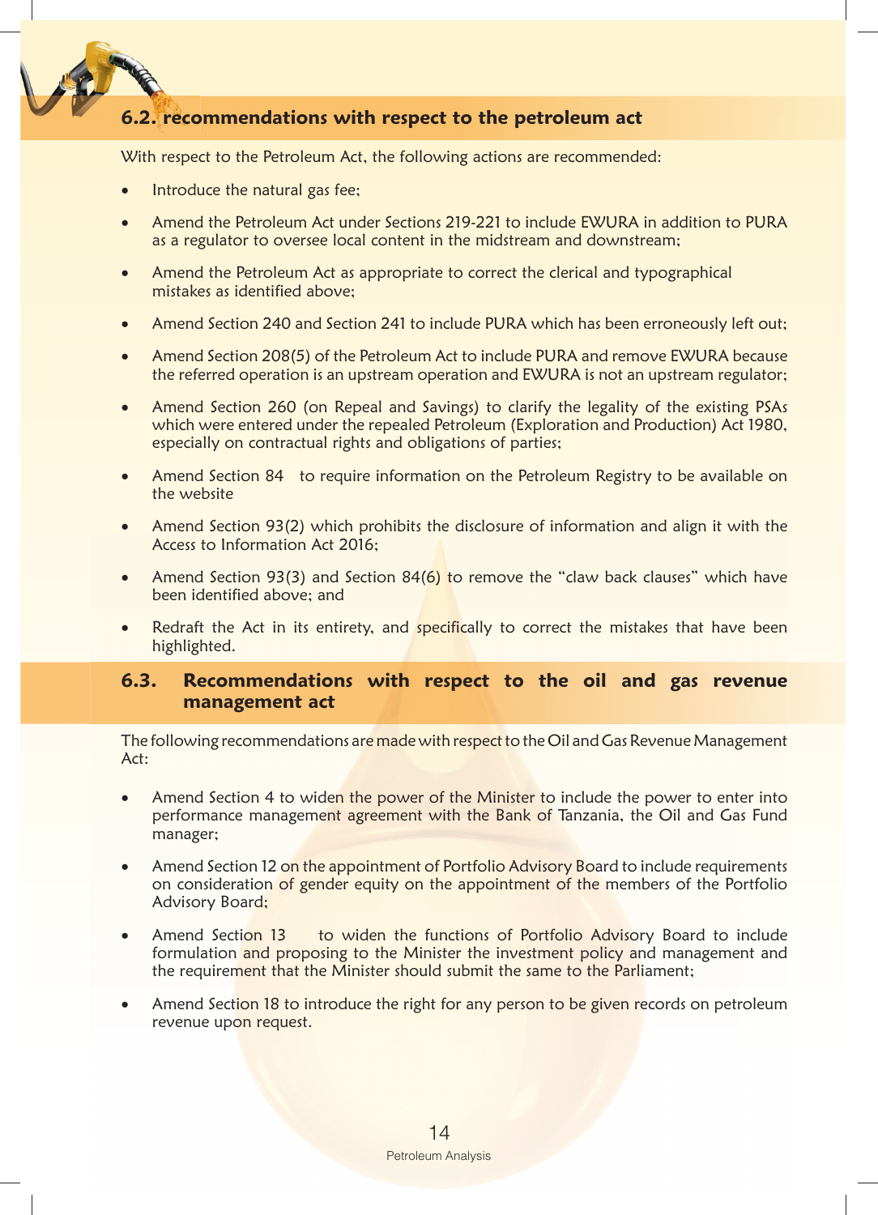## 6.2. recommendations with respect to the petroleum act

With respect to the Petroleum Act, the following actions are recommended:

- Introduce the natural gas fee;
- Amend the Petroleum Act under Sections 219-221 to include EWURA in addition to PURA as a regulator to oversee local content in the midstream and downstream;
- Amend the Petroleum Act as appropriate to correct the clerical and typographical mistakes as identified above;
- Amend Section 240 and Section 241 to include PURA which has been erroneously left out;
- Amend Section 208(5) of the Petroleum Act to include PURA and remove EWURA because the referred operation is an upstream operation and EWURA is not an upstream regulator;
- Amend Section 260 (on Repeal and Savings) to clarify the legality of the existing PSAs which were entered under the repealed Petroleum (Exploration and Production) Act 1980, especially on contractual rights and obligations of parties;
- Amend Section 84 to require information on the Petroleum Registry to be available on the website
- Amend Section 93(2) which prohibits the disclosure of information and align it with the Access to Information Act 2016;
- Amend Section 93(3) and Section 84(6) to remove the "claw back clauses" which have been identified above; and
- Redraft the Act in its entirety, and specifically to correct the mistakes that have been highlighted.

## 6.3. Recommendations with respect to the oil and gas revenue management act

The following recommendations are made with respect to the Oil and Gas Revenue Management Act:

- Amend Section 4 to widen the power of the Minister to include the power to enter into performance management agreement with the Bank of Tanzania, the Oil and Gas Fund manager;
- Amend Section 12 on the appointment of Portfolio Advisory Board to include requirements on consideration of gender equity on the appointment of the members of the Portfolio Advisory Board;
- Amend Section 13 to widen the functions of Portfolio Advisory Board to include formulation and proposing to the Minister the investment policy and management and the requirement that the Minister should submit the same to the Parliament;
- Amend Section 18 to introduce the right for any person to be given records on petroleum revenue upon request.